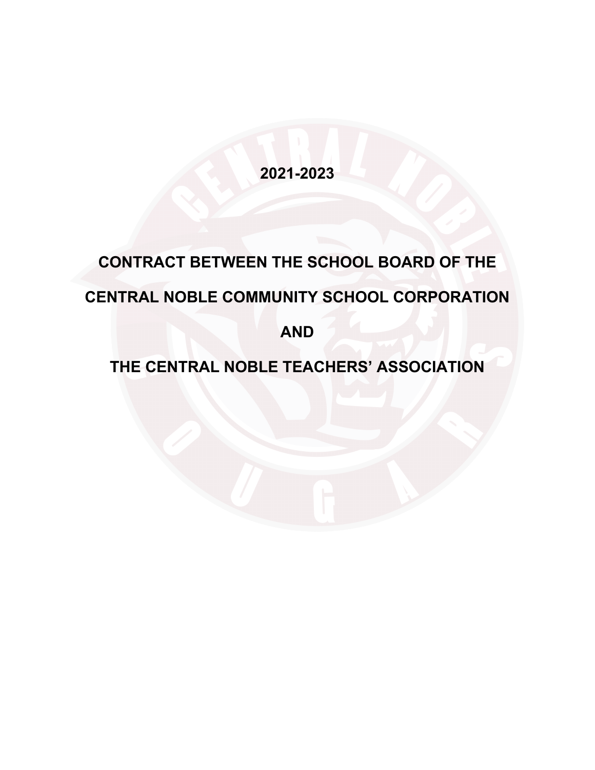**2021-2023**

# CONTRACT BETWEEN THE SCHOOL BOARD OF THE CENTRAL NOBLE COMMUNITY SCHOOL CORPORATION

# AND

# THE CENTRAL NOBLE TEACHERS' ASSOCIATION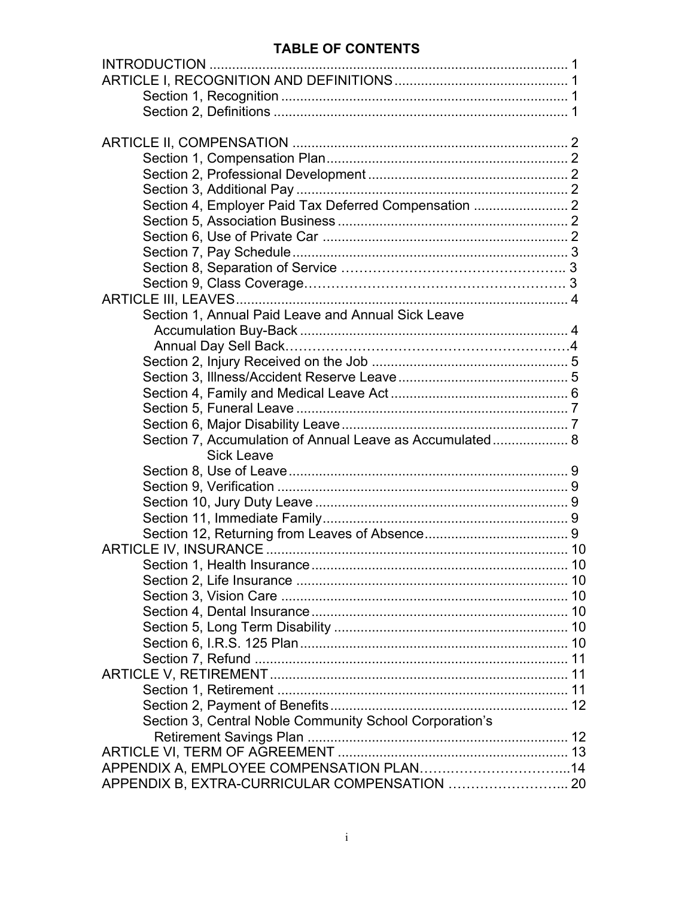# TABLE OF CONTENTS

INTRODUCTION ............................................................................................ 1
ARTICLE I, RECOGNITION AND DEFINITIONS ............................................ 1
- Section 1, Recognition ........................................................................... 1
- Section 2, Definitions ............................................................................. 1

ARTICLE II, COMPENSATION ....................................................................... 2
- Section 1, Compensation Plan ............................................................... 2
- Section 2, Professional Development .................................................... 2
- Section 3, Additional Pay ....................................................................... 2
- Section 4, Employer Paid Tax Deferred Compensation ......................... 2
- Section 5, Association Business ............................................................ 2
- Section 6, Use of Private Car ................................................................ 2
- Section 7, Pay Schedule ........................................................................ 3
- Section 8, Separation of Service ............................................................ 3
- Section 9, Class Coverage ...................................................................... 3

ARTICLE III, LEAVES ..................................................................................... 4
- Section 1, Annual Paid Leave and Annual Sick Leave Accumulation Buy-Back ........................................................................ 4
  - Annual Day Sell Back ......................................................................... 4
- Section 2, Injury Received on the Job ................................................... 5
- Section 3, Illness/Accident Reserve Leave ............................................ 5
- Section 4, Family and Medical Leave Act .............................................. 6
- Section 5, Funeral Leave ....................................................................... 7
- Section 6, Major Disability Leave ........................................................... 7
- Section 7, Accumulation of Annual Leave as Accumulated Sick Leave .... 8
- Section 8, Use of Leave ......................................................................... 9
- Section 9, Verification ............................................................................ 9
- Section 10, Jury Duty Leave .................................................................. 9
- Section 11, Immediate Family ................................................................ 9
- Section 12, Returning from Leaves of Absence ..................................... 9

ARTICLE IV, INSURANCE ............................................................................. 10
- Section 1, Health Insurance ................................................................... 10
- Section 2, Life Insurance ....................................................................... 10
- Section 3, Vision Care ........................................................................... 10
- Section 4, Dental Insurance ................................................................... 10
- Section 5, Long Term Disability ............................................................. 10
- Section 6, I.R.S. 125 Plan ...................................................................... 10
- Section 7, Refund .................................................................................. 11

ARTICLE V, RETIREMENT ............................................................................. 11
- Section 1, Retirement ............................................................................ 11
- Section 2, Payment of Benefits .............................................................. 12
- Section 3, Central Noble Community School Corporation's Retirement Savings Plan ................................................................... 12

ARTICLE VI, TERM OF AGREEMENT ........................................................... 13
APPENDIX A, EMPLOYEE COMPENSATION PLAN ...................................... 14
APPENDIX B, EXTRA-CURRICULAR COMPENSATION ................................ 20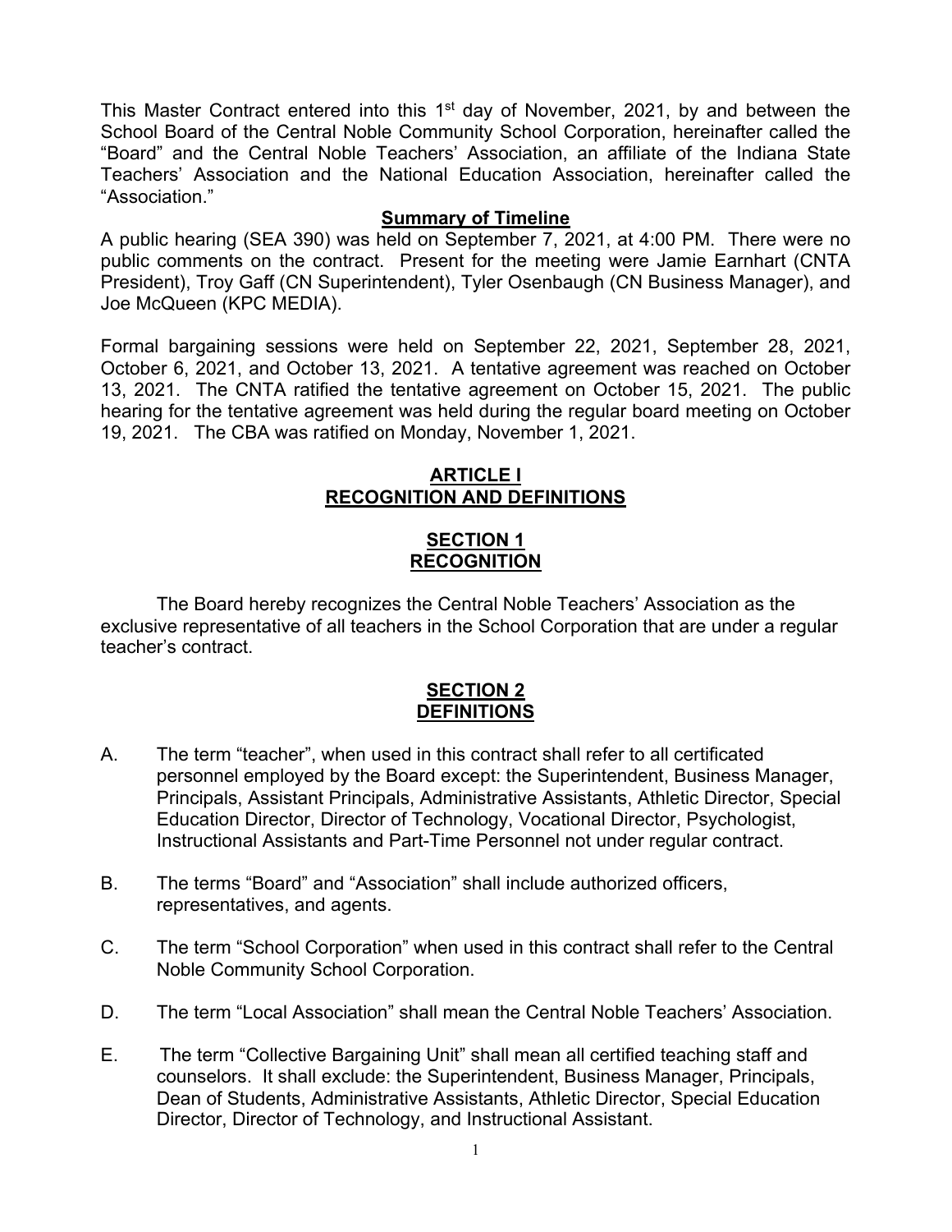This Master Contract entered into this 1st day of November, 2021, by and between the School Board of the Central Noble Community School Corporation, hereinafter called the "Board" and the Central Noble Teachers' Association, an affiliate of the Indiana State Teachers' Association and the National Education Association, hereinafter called the "Association."

**Summary of Timeline**

A public hearing (SEA 390) was held on September 7, 2021, at 4:00 PM. There were no public comments on the contract. Present for the meeting were Jamie Earnhart (CNTA President), Troy Gaff (CN Superintendent), Tyler Osenbaugh (CN Business Manager), and Joe McQueen (KPC MEDIA).

Formal bargaining sessions were held on September 22, 2021, September 28, 2021, October 6, 2021, and October 13, 2021. A tentative agreement was reached on October 13, 2021. The CNTA ratified the tentative agreement on October 15, 2021. The public hearing for the tentative agreement was held during the regular board meeting on October 19, 2021. The CBA was ratified on Monday, November 1, 2021.

# ARTICLE I
# RECOGNITION AND DEFINITIONS

## SECTION 1
## RECOGNITION

The Board hereby recognizes the Central Noble Teachers' Association as the exclusive representative of all teachers in the School Corporation that are under a regular teacher's contract.

## SECTION 2
## DEFINITIONS

A. The term "teacher", when used in this contract shall refer to all certificated personnel employed by the Board except: the Superintendent, Business Manager, Principals, Assistant Principals, Administrative Assistants, Athletic Director, Special Education Director, Director of Technology, Vocational Director, Psychologist, Instructional Assistants and Part-Time Personnel not under regular contract.

B. The terms "Board" and "Association" shall include authorized officers, representatives, and agents.

C. The term "School Corporation" when used in this contract shall refer to the Central Noble Community School Corporation.

D. The term "Local Association" shall mean the Central Noble Teachers' Association.

E. The term "Collective Bargaining Unit" shall mean all certified teaching staff and counselors. It shall exclude: the Superintendent, Business Manager, Principals, Dean of Students, Administrative Assistants, Athletic Director, Special Education Director, Director of Technology, and Instructional Assistant.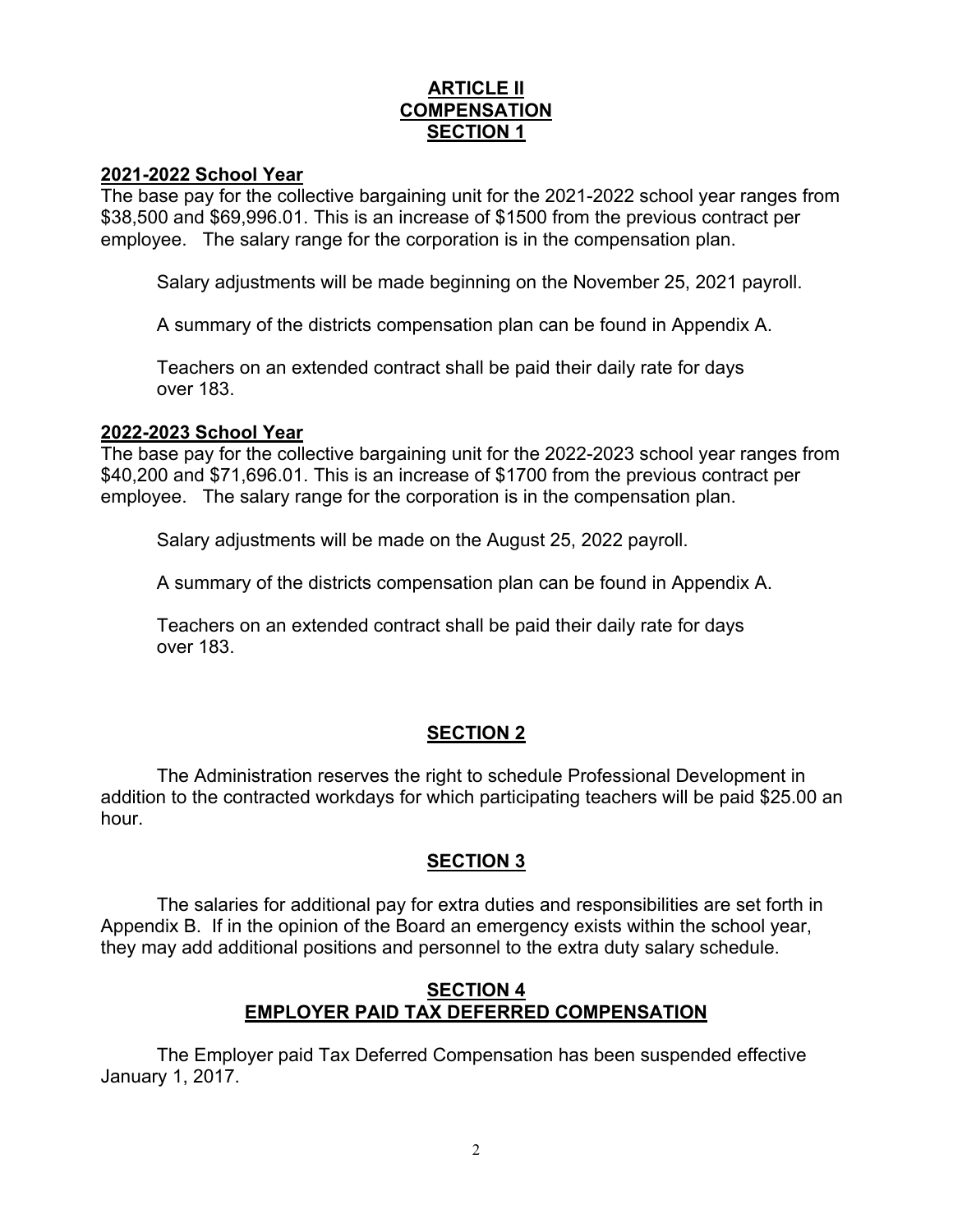# ARTICLE II
# COMPENSATION
## SECTION 1

**2021-2022 School Year**

The base pay for the collective bargaining unit for the 2021-2022 school year ranges from $38,500 and $69,996.01. This is an increase of $1500 from the previous contract per employee. The salary range for the corporation is in the compensation plan.

Salary adjustments will be made beginning on the November 25, 2021 payroll.

A summary of the districts compensation plan can be found in Appendix A.

Teachers on an extended contract shall be paid their daily rate for days over 183.

**2022-2023 School Year**

The base pay for the collective bargaining unit for the 2022-2023 school year ranges from $40,200 and $71,696.01. This is an increase of $1700 from the previous contract per employee. The salary range for the corporation is in the compensation plan.

Salary adjustments will be made on the August 25, 2022 payroll.

A summary of the districts compensation plan can be found in Appendix A.

Teachers on an extended contract shall be paid their daily rate for days over 183.

## SECTION 2

The Administration reserves the right to schedule Professional Development in addition to the contracted workdays for which participating teachers will be paid $25.00 an hour.

## SECTION 3

The salaries for additional pay for extra duties and responsibilities are set forth in Appendix B. If in the opinion of the Board an emergency exists within the school year, they may add additional positions and personnel to the extra duty salary schedule.

## SECTION 4
## EMPLOYER PAID TAX DEFERRED COMPENSATION

The Employer paid Tax Deferred Compensation has been suspended effective January 1, 2017.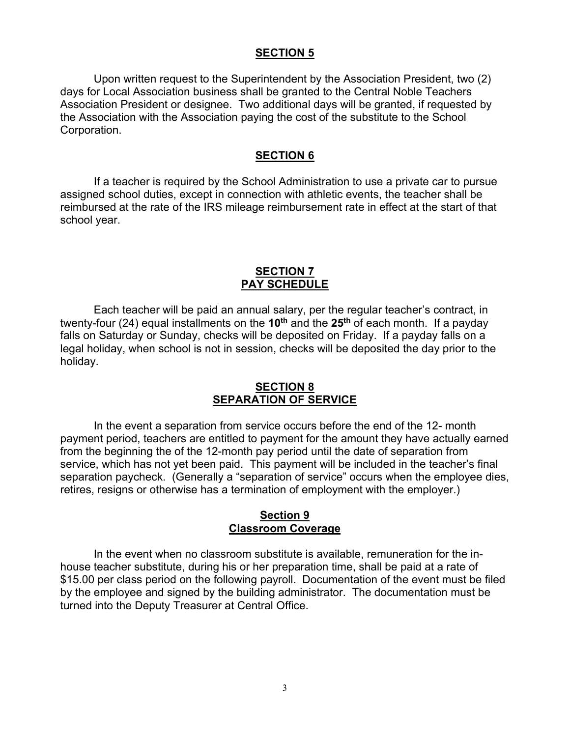## SECTION 5

Upon written request to the Superintendent by the Association President, two (2) days for Local Association business shall be granted to the Central Noble Teachers Association President or designee. Two additional days will be granted, if requested by the Association with the Association paying the cost of the substitute to the School Corporation.

## SECTION 6

If a teacher is required by the School Administration to use a private car to pursue assigned school duties, except in connection with athletic events, the teacher shall be reimbursed at the rate of the IRS mileage reimbursement rate in effect at the start of that school year.

## SECTION 7
## PAY SCHEDULE

Each teacher will be paid an annual salary, per the regular teacher's contract, in twenty-four (24) equal installments on the **10th** and the **25th** of each month. If a payday falls on Saturday or Sunday, checks will be deposited on Friday. If a payday falls on a legal holiday, when school is not in session, checks will be deposited the day prior to the holiday.

## SECTION 8
## SEPARATION OF SERVICE

In the event a separation from service occurs before the end of the 12- month payment period, teachers are entitled to payment for the amount they have actually earned from the beginning the of the 12-month pay period until the date of separation from service, which has not yet been paid. This payment will be included in the teacher's final separation paycheck. (Generally a "separation of service" occurs when the employee dies, retires, resigns or otherwise has a termination of employment with the employer.)

## Section 9
## Classroom Coverage

In the event when no classroom substitute is available, remuneration for the in-house teacher substitute, during his or her preparation time, shall be paid at a rate of $15.00 per class period on the following payroll. Documentation of the event must be filed by the employee and signed by the building administrator. The documentation must be turned into the Deputy Treasurer at Central Office.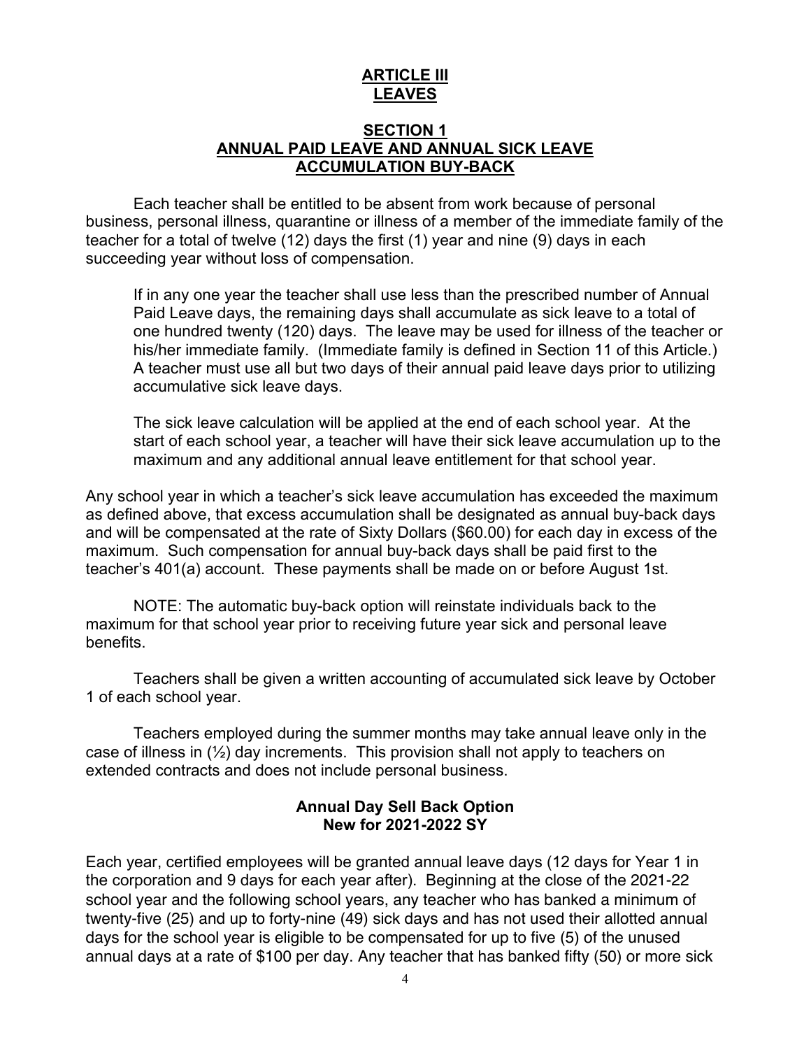# ARTICLE III
# LEAVES

## SECTION 1
## ANNUAL PAID LEAVE AND ANNUAL SICK LEAVE ACCUMULATION BUY-BACK

Each teacher shall be entitled to be absent from work because of personal business, personal illness, quarantine or illness of a member of the immediate family of the teacher for a total of twelve (12) days the first (1) year and nine (9) days in each succeeding year without loss of compensation.

If in any one year the teacher shall use less than the prescribed number of Annual Paid Leave days, the remaining days shall accumulate as sick leave to a total of one hundred twenty (120) days. The leave may be used for illness of the teacher or his/her immediate family. (Immediate family is defined in Section 11 of this Article.) A teacher must use all but two days of their annual paid leave days prior to utilizing accumulative sick leave days.

The sick leave calculation will be applied at the end of each school year. At the start of each school year, a teacher will have their sick leave accumulation up to the maximum and any additional annual leave entitlement for that school year.

Any school year in which a teacher's sick leave accumulation has exceeded the maximum as defined above, that excess accumulation shall be designated as annual buy-back days and will be compensated at the rate of Sixty Dollars ($60.00) for each day in excess of the maximum. Such compensation for annual buy-back days shall be paid first to the teacher's 401(a) account. These payments shall be made on or before August 1st.

NOTE: The automatic buy-back option will reinstate individuals back to the maximum for that school year prior to receiving future year sick and personal leave benefits.

Teachers shall be given a written accounting of accumulated sick leave by October 1 of each school year.

Teachers employed during the summer months may take annual leave only in the case of illness in (½) day increments. This provision shall not apply to teachers on extended contracts and does not include personal business.

**Annual Day Sell Back Option**
**New for 2021-2022 SY**

Each year, certified employees will be granted annual leave days (12 days for Year 1 in the corporation and 9 days for each year after). Beginning at the close of the 2021-22 school year and the following school years, any teacher who has banked a minimum of twenty-five (25) and up to forty-nine (49) sick days and has not used their allotted annual days for the school year is eligible to be compensated for up to five (5) of the unused annual days at a rate of $100 per day. Any teacher that has banked fifty (50) or more sick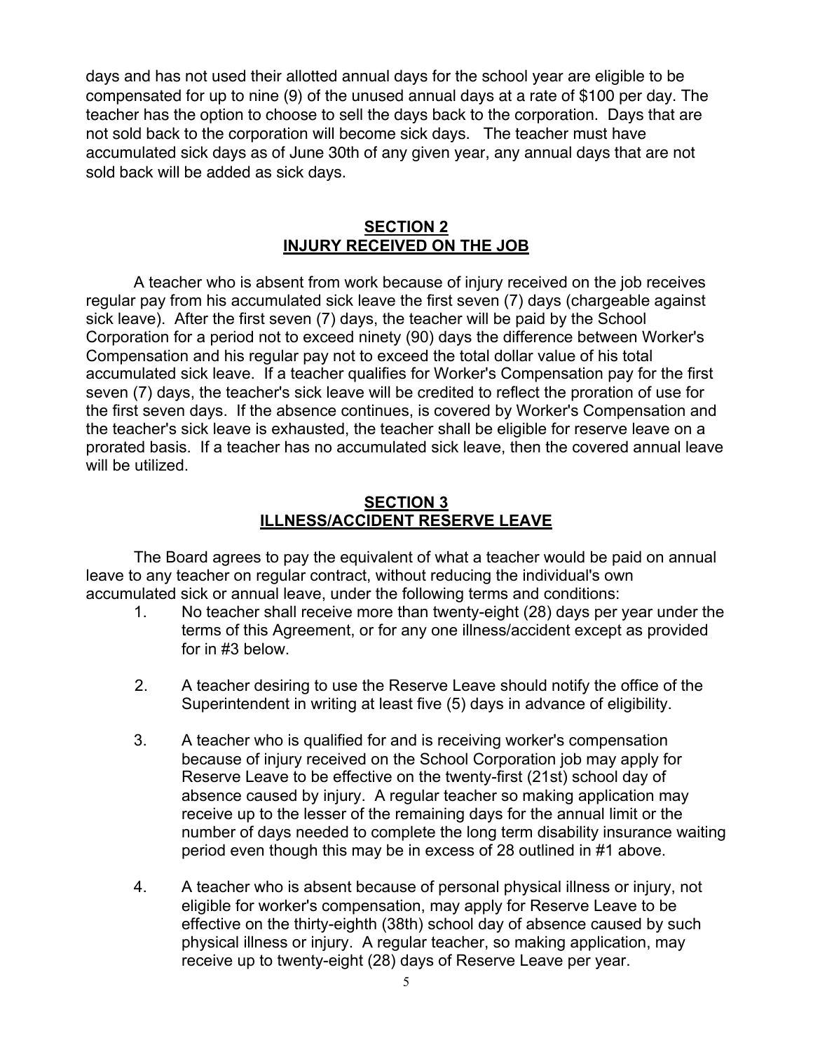days and has not used their allotted annual days for the school year are eligible to be compensated for up to nine (9) of the unused annual days at a rate of $100 per day. The teacher has the option to choose to sell the days back to the corporation. Days that are not sold back to the corporation will become sick days. The teacher must have accumulated sick days as of June 30th of any given year, any annual days that are not sold back will be added as sick days.

## SECTION 2
## INJURY RECEIVED ON THE JOB

A teacher who is absent from work because of injury received on the job receives regular pay from his accumulated sick leave the first seven (7) days (chargeable against sick leave). After the first seven (7) days, the teacher will be paid by the School Corporation for a period not to exceed ninety (90) days the difference between Worker's Compensation and his regular pay not to exceed the total dollar value of his total accumulated sick leave. If a teacher qualifies for Worker's Compensation pay for the first seven (7) days, the teacher's sick leave will be credited to reflect the proration of use for the first seven days. If the absence continues, is covered by Worker's Compensation and the teacher's sick leave is exhausted, the teacher shall be eligible for reserve leave on a prorated basis. If a teacher has no accumulated sick leave, then the covered annual leave will be utilized.

## SECTION 3
## ILLNESS/ACCIDENT RESERVE LEAVE

The Board agrees to pay the equivalent of what a teacher would be paid on annual leave to any teacher on regular contract, without reducing the individual's own accumulated sick or annual leave, under the following terms and conditions:

1. No teacher shall receive more than twenty-eight (28) days per year under the terms of this Agreement, or for any one illness/accident except as provided for in #3 below.

2. A teacher desiring to use the Reserve Leave should notify the office of the Superintendent in writing at least five (5) days in advance of eligibility.

3. A teacher who is qualified for and is receiving worker's compensation because of injury received on the School Corporation job may apply for Reserve Leave to be effective on the twenty-first (21st) school day of absence caused by injury. A regular teacher so making application may receive up to the lesser of the remaining days for the annual limit or the number of days needed to complete the long term disability insurance waiting period even though this may be in excess of 28 outlined in #1 above.

4. A teacher who is absent because of personal physical illness or injury, not eligible for worker's compensation, may apply for Reserve Leave to be effective on the thirty-eighth (38th) school day of absence caused by such physical illness or injury. A regular teacher, so making application, may receive up to twenty-eight (28) days of Reserve Leave per year.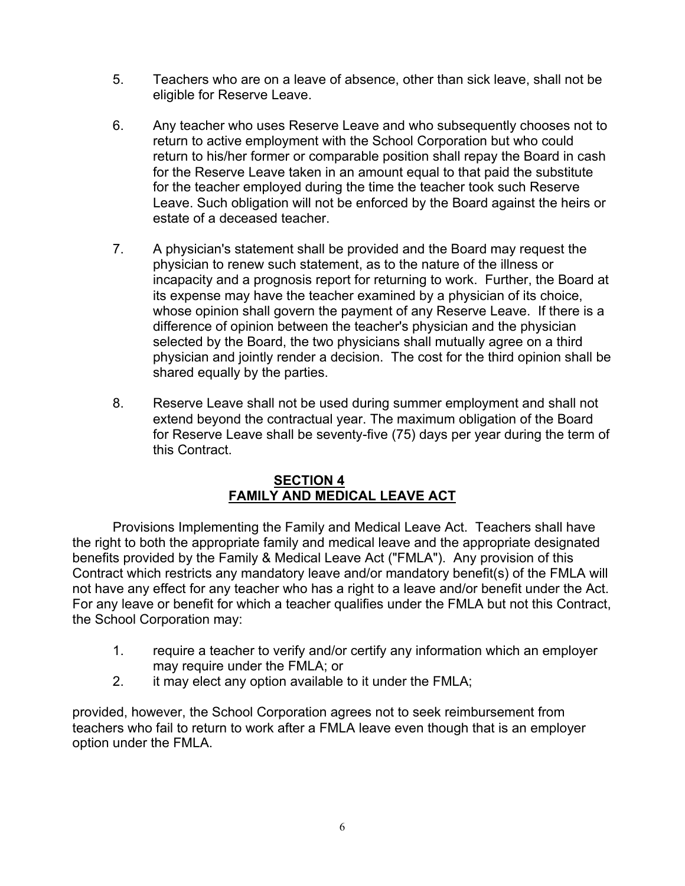5. Teachers who are on a leave of absence, other than sick leave, shall not be eligible for Reserve Leave.

6. Any teacher who uses Reserve Leave and who subsequently chooses not to return to active employment with the School Corporation but who could return to his/her former or comparable position shall repay the Board in cash for the Reserve Leave taken in an amount equal to that paid the substitute for the teacher employed during the time the teacher took such Reserve Leave. Such obligation will not be enforced by the Board against the heirs or estate of a deceased teacher.

7. A physician's statement shall be provided and the Board may request the physician to renew such statement, as to the nature of the illness or incapacity and a prognosis report for returning to work. Further, the Board at its expense may have the teacher examined by a physician of its choice, whose opinion shall govern the payment of any Reserve Leave. If there is a difference of opinion between the teacher's physician and the physician selected by the Board, the two physicians shall mutually agree on a third physician and jointly render a decision. The cost for the third opinion shall be shared equally by the parties.

8. Reserve Leave shall not be used during summer employment and shall not extend beyond the contractual year. The maximum obligation of the Board for Reserve Leave shall be seventy-five (75) days per year during the term of this Contract.

## SECTION 4
## FAMILY AND MEDICAL LEAVE ACT

Provisions Implementing the Family and Medical Leave Act. Teachers shall have the right to both the appropriate family and medical leave and the appropriate designated benefits provided by the Family & Medical Leave Act ("FMLA"). Any provision of this Contract which restricts any mandatory leave and/or mandatory benefit(s) of the FMLA will not have any effect for any teacher who has a right to a leave and/or benefit under the Act. For any leave or benefit for which a teacher qualifies under the FMLA but not this Contract, the School Corporation may:

1. require a teacher to verify and/or certify any information which an employer may require under the FMLA; or
2. it may elect any option available to it under the FMLA;

provided, however, the School Corporation agrees not to seek reimbursement from teachers who fail to return to work after a FMLA leave even though that is an employer option under the FMLA.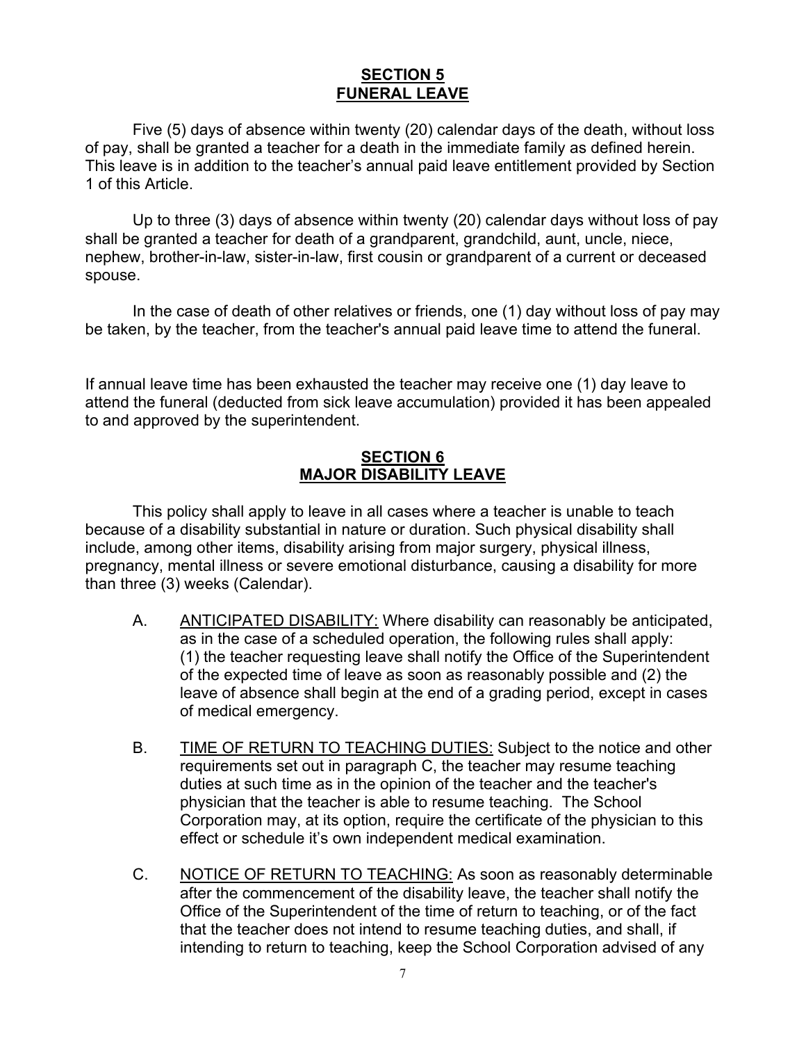## SECTION 5
## FUNERAL LEAVE

Five (5) days of absence within twenty (20) calendar days of the death, without loss of pay, shall be granted a teacher for a death in the immediate family as defined herein. This leave is in addition to the teacher's annual paid leave entitlement provided by Section 1 of this Article.

Up to three (3) days of absence within twenty (20) calendar days without loss of pay shall be granted a teacher for death of a grandparent, grandchild, aunt, uncle, niece, nephew, brother-in-law, sister-in-law, first cousin or grandparent of a current or deceased spouse.

In the case of death of other relatives or friends, one (1) day without loss of pay may be taken, by the teacher, from the teacher's annual paid leave time to attend the funeral.

If annual leave time has been exhausted the teacher may receive one (1) day leave to attend the funeral (deducted from sick leave accumulation) provided it has been appealed to and approved by the superintendent.

## SECTION 6
## MAJOR DISABILITY LEAVE

This policy shall apply to leave in all cases where a teacher is unable to teach because of a disability substantial in nature or duration. Such physical disability shall include, among other items, disability arising from major surgery, physical illness, pregnancy, mental illness or severe emotional disturbance, causing a disability for more than three (3) weeks (Calendar).

A. ANTICIPATED DISABILITY: Where disability can reasonably be anticipated, as in the case of a scheduled operation, the following rules shall apply: (1) the teacher requesting leave shall notify the Office of the Superintendent of the expected time of leave as soon as reasonably possible and (2) the leave of absence shall begin at the end of a grading period, except in cases of medical emergency.

B. TIME OF RETURN TO TEACHING DUTIES: Subject to the notice and other requirements set out in paragraph C, the teacher may resume teaching duties at such time as in the opinion of the teacher and the teacher's physician that the teacher is able to resume teaching. The School Corporation may, at its option, require the certificate of the physician to this effect or schedule it's own independent medical examination.

C. NOTICE OF RETURN TO TEACHING: As soon as reasonably determinable after the commencement of the disability leave, the teacher shall notify the Office of the Superintendent of the time of return to teaching, or of the fact that the teacher does not intend to resume teaching duties, and shall, if intending to return to teaching, keep the School Corporation advised of any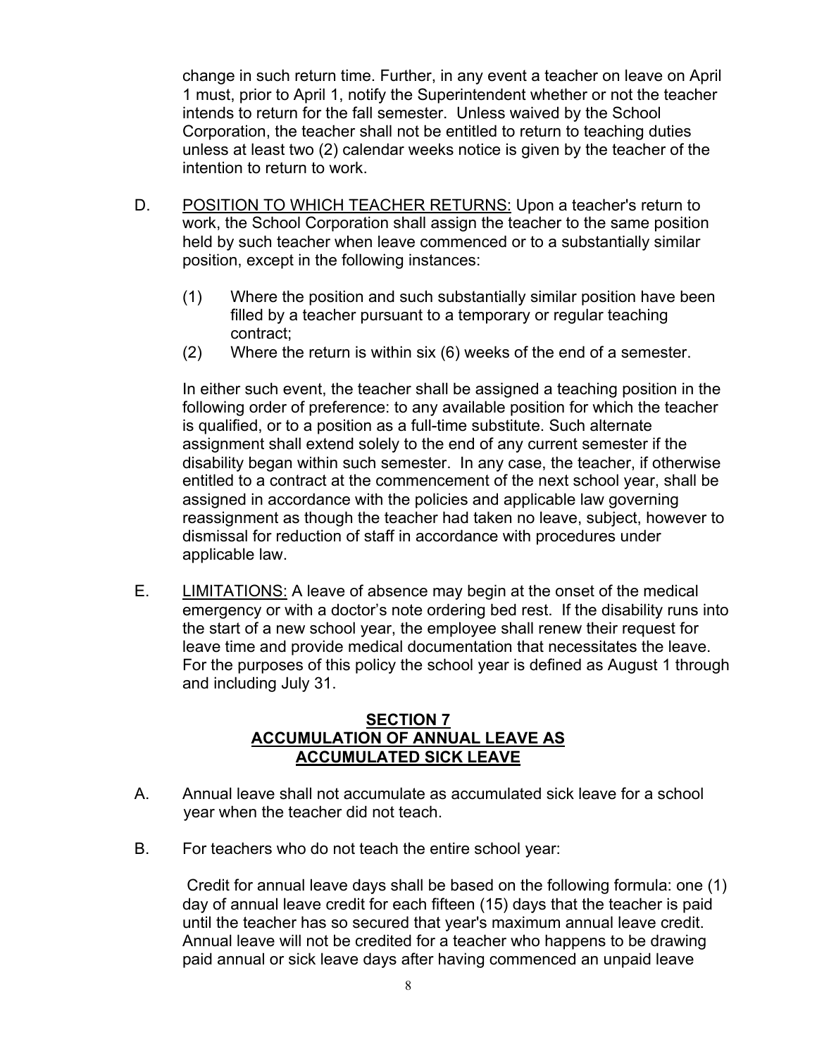change in such return time. Further, in any event a teacher on leave on April 1 must, prior to April 1, notify the Superintendent whether or not the teacher intends to return for the fall semester. Unless waived by the School Corporation, the teacher shall not be entitled to return to teaching duties unless at least two (2) calendar weeks notice is given by the teacher of the intention to return to work.

D. POSITION TO WHICH TEACHER RETURNS: Upon a teacher's return to work, the School Corporation shall assign the teacher to the same position held by such teacher when leave commenced or to a substantially similar position, except in the following instances:

   (1) Where the position and such substantially similar position have been filled by a teacher pursuant to a temporary or regular teaching contract;
   
   (2) Where the return is within six (6) weeks of the end of a semester.

   In either such event, the teacher shall be assigned a teaching position in the following order of preference: to any available position for which the teacher is qualified, or to a position as a full-time substitute. Such alternate assignment shall extend solely to the end of any current semester if the disability began within such semester. In any case, the teacher, if otherwise entitled to a contract at the commencement of the next school year, shall be assigned in accordance with the policies and applicable law governing reassignment as though the teacher had taken no leave, subject, however to dismissal for reduction of staff in accordance with procedures under applicable law.

E. LIMITATIONS: A leave of absence may begin at the onset of the medical emergency or with a doctor's note ordering bed rest. If the disability runs into the start of a new school year, the employee shall renew their request for leave time and provide medical documentation that necessitates the leave. For the purposes of this policy the school year is defined as August 1 through and including July 31.

## SECTION 7
## ACCUMULATION OF ANNUAL LEAVE AS ACCUMULATED SICK LEAVE

A. Annual leave shall not accumulate as accumulated sick leave for a school year when the teacher did not teach.

B. For teachers who do not teach the entire school year:

   Credit for annual leave days shall be based on the following formula: one (1) day of annual leave credit for each fifteen (15) days that the teacher is paid until the teacher has so secured that year's maximum annual leave credit. Annual leave will not be credited for a teacher who happens to be drawing paid annual or sick leave days after having commenced an unpaid leave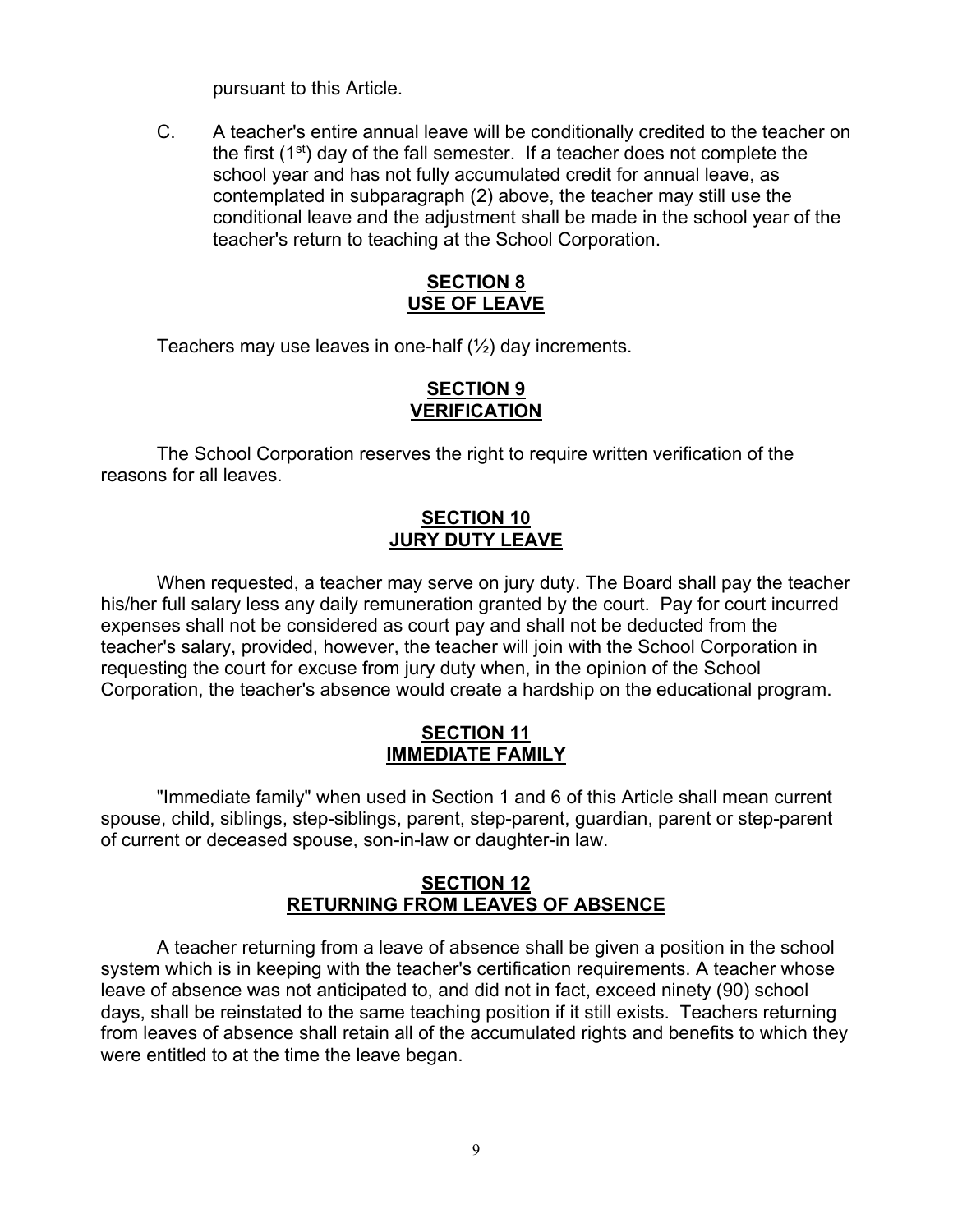pursuant to this Article.

C. A teacher's entire annual leave will be conditionally credited to the teacher on the first (1st) day of the fall semester. If a teacher does not complete the school year and has not fully accumulated credit for annual leave, as contemplated in subparagraph (2) above, the teacher may still use the conditional leave and the adjustment shall be made in the school year of the teacher's return to teaching at the School Corporation.

## SECTION 8
## USE OF LEAVE

Teachers may use leaves in one-half (½) day increments.

## SECTION 9
## VERIFICATION

The School Corporation reserves the right to require written verification of the reasons for all leaves.

## SECTION 10
## JURY DUTY LEAVE

When requested, a teacher may serve on jury duty. The Board shall pay the teacher his/her full salary less any daily remuneration granted by the court. Pay for court incurred expenses shall not be considered as court pay and shall not be deducted from the teacher's salary, provided, however, the teacher will join with the School Corporation in requesting the court for excuse from jury duty when, in the opinion of the School Corporation, the teacher's absence would create a hardship on the educational program.

## SECTION 11
## IMMEDIATE FAMILY

"Immediate family" when used in Section 1 and 6 of this Article shall mean current spouse, child, siblings, step-siblings, parent, step-parent, guardian, parent or step-parent of current or deceased spouse, son-in-law or daughter-in law.

## SECTION 12
## RETURNING FROM LEAVES OF ABSENCE

A teacher returning from a leave of absence shall be given a position in the school system which is in keeping with the teacher's certification requirements. A teacher whose leave of absence was not anticipated to, and did not in fact, exceed ninety (90) school days, shall be reinstated to the same teaching position if it still exists. Teachers returning from leaves of absence shall retain all of the accumulated rights and benefits to which they were entitled to at the time the leave began.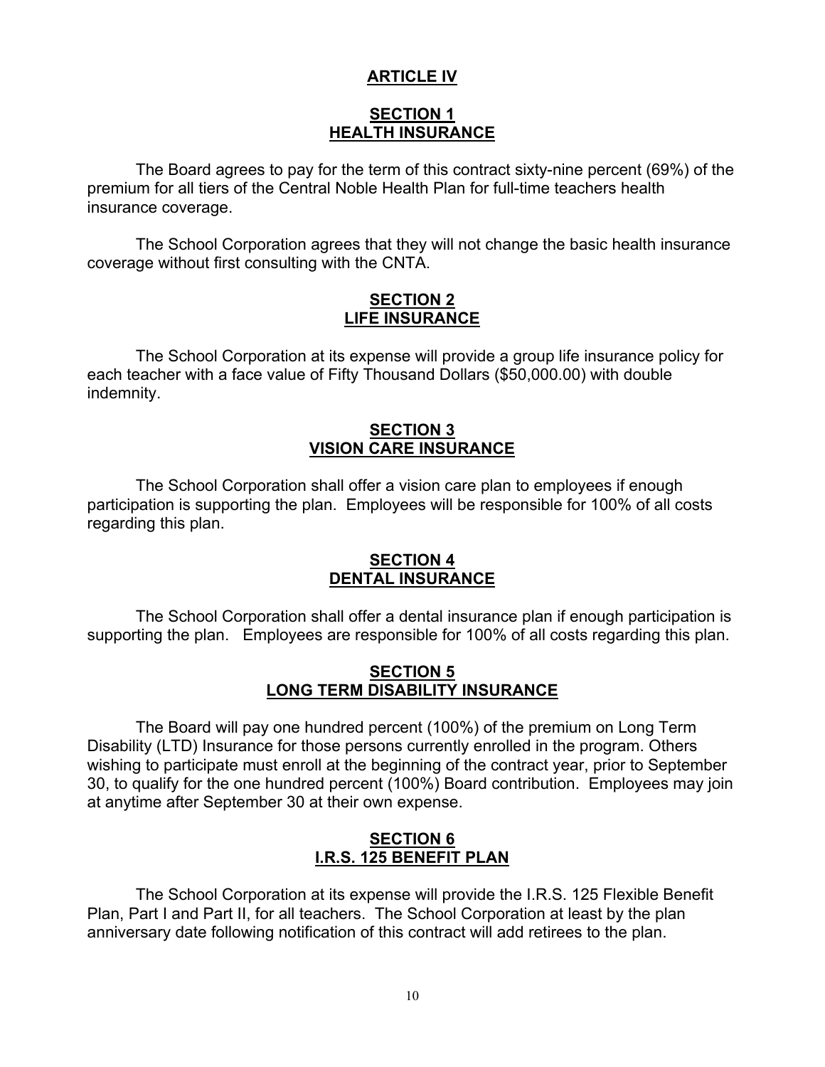# ARTICLE IV

## SECTION 1
## HEALTH INSURANCE

The Board agrees to pay for the term of this contract sixty-nine percent (69%) of the premium for all tiers of the Central Noble Health Plan for full-time teachers health insurance coverage.

The School Corporation agrees that they will not change the basic health insurance coverage without first consulting with the CNTA.

## SECTION 2
## LIFE INSURANCE

The School Corporation at its expense will provide a group life insurance policy for each teacher with a face value of Fifty Thousand Dollars ($50,000.00) with double indemnity.

## SECTION 3
## VISION CARE INSURANCE

The School Corporation shall offer a vision care plan to employees if enough participation is supporting the plan. Employees will be responsible for 100% of all costs regarding this plan.

## SECTION 4
## DENTAL INSURANCE

The School Corporation shall offer a dental insurance plan if enough participation is supporting the plan. Employees are responsible for 100% of all costs regarding this plan.

## SECTION 5
## LONG TERM DISABILITY INSURANCE

The Board will pay one hundred percent (100%) of the premium on Long Term Disability (LTD) Insurance for those persons currently enrolled in the program. Others wishing to participate must enroll at the beginning of the contract year, prior to September 30, to qualify for the one hundred percent (100%) Board contribution. Employees may join at anytime after September 30 at their own expense.

## SECTION 6
## I.R.S. 125 BENEFIT PLAN

The School Corporation at its expense will provide the I.R.S. 125 Flexible Benefit Plan, Part I and Part II, for all teachers. The School Corporation at least by the plan anniversary date following notification of this contract will add retirees to the plan.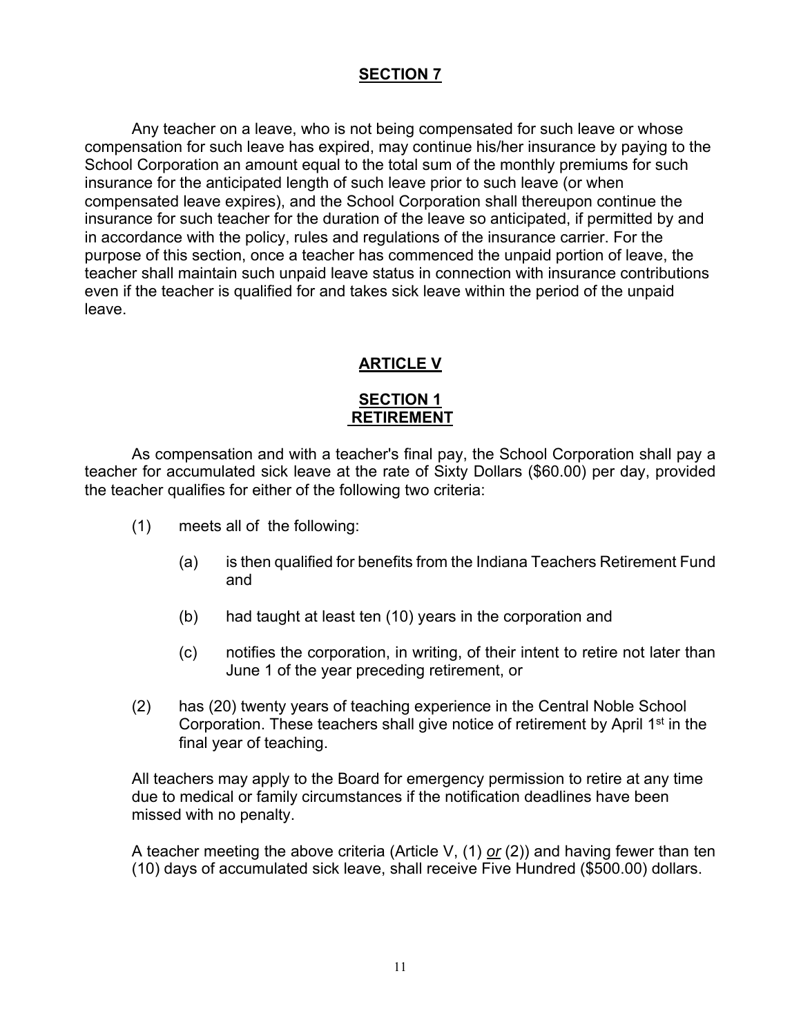## SECTION 7

Any teacher on a leave, who is not being compensated for such leave or whose compensation for such leave has expired, may continue his/her insurance by paying to the School Corporation an amount equal to the total sum of the monthly premiums for such insurance for the anticipated length of such leave prior to such leave (or when compensated leave expires), and the School Corporation shall thereupon continue the insurance for such teacher for the duration of the leave so anticipated, if permitted by and in accordance with the policy, rules and regulations of the insurance carrier. For the purpose of this section, once a teacher has commenced the unpaid portion of leave, the teacher shall maintain such unpaid leave status in connection with insurance contributions even if the teacher is qualified for and takes sick leave within the period of the unpaid leave.

# ARTICLE V

## SECTION 1
## RETIREMENT

As compensation and with a teacher's final pay, the School Corporation shall pay a teacher for accumulated sick leave at the rate of Sixty Dollars ($60.00) per day, provided the teacher qualifies for either of the following two criteria:

(1) meets all of the following:

   (a) is then qualified for benefits from the Indiana Teachers Retirement Fund and

   (b) had taught at least ten (10) years in the corporation and

   (c) notifies the corporation, in writing, of their intent to retire not later than June 1 of the year preceding retirement, or

(2) has (20) twenty years of teaching experience in the Central Noble School Corporation. These teachers shall give notice of retirement by April 1st in the final year of teaching.

All teachers may apply to the Board for emergency permission to retire at any time due to medical or family circumstances if the notification deadlines have been missed with no penalty.

A teacher meeting the above criteria (Article V, (1) *or* (2)) and having fewer than ten (10) days of accumulated sick leave, shall receive Five Hundred ($500.00) dollars.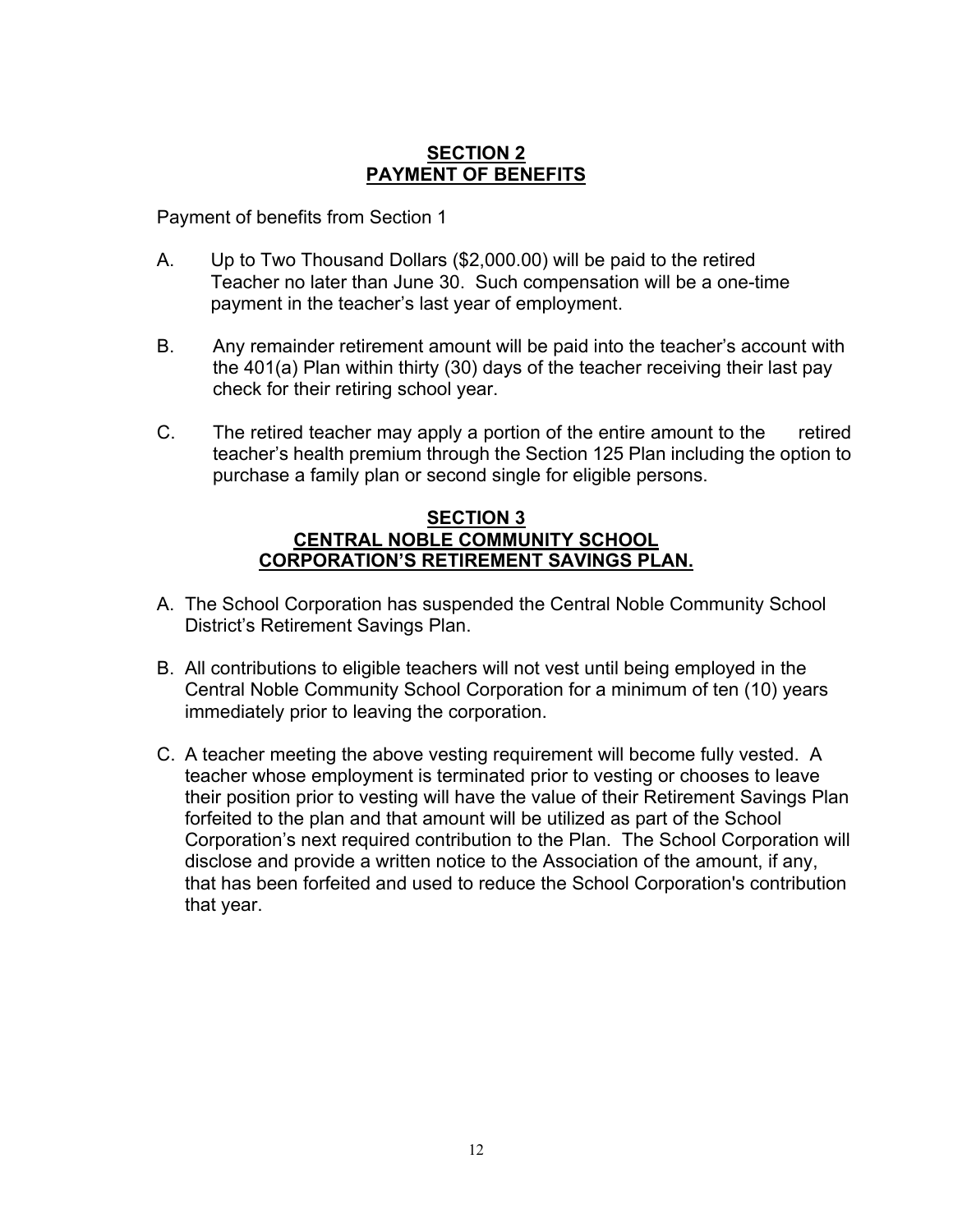## SECTION 2
## PAYMENT OF BENEFITS

Payment of benefits from Section 1

A. Up to Two Thousand Dollars ($2,000.00) will be paid to the retired Teacher no later than June 30. Such compensation will be a one-time payment in the teacher's last year of employment.

B. Any remainder retirement amount will be paid into the teacher's account with the 401(a) Plan within thirty (30) days of the teacher receiving their last pay check for their retiring school year.

C. The retired teacher may apply a portion of the entire amount to the retired teacher's health premium through the Section 125 Plan including the option to purchase a family plan or second single for eligible persons.

## SECTION 3
## CENTRAL NOBLE COMMUNITY SCHOOL CORPORATION'S RETIREMENT SAVINGS PLAN.

A. The School Corporation has suspended the Central Noble Community School District's Retirement Savings Plan.

B. All contributions to eligible teachers will not vest until being employed in the Central Noble Community School Corporation for a minimum of ten (10) years immediately prior to leaving the corporation.

C. A teacher meeting the above vesting requirement will become fully vested. A teacher whose employment is terminated prior to vesting or chooses to leave their position prior to vesting will have the value of their Retirement Savings Plan forfeited to the plan and that amount will be utilized as part of the School Corporation's next required contribution to the Plan. The School Corporation will disclose and provide a written notice to the Association of the amount, if any, that has been forfeited and used to reduce the School Corporation's contribution that year.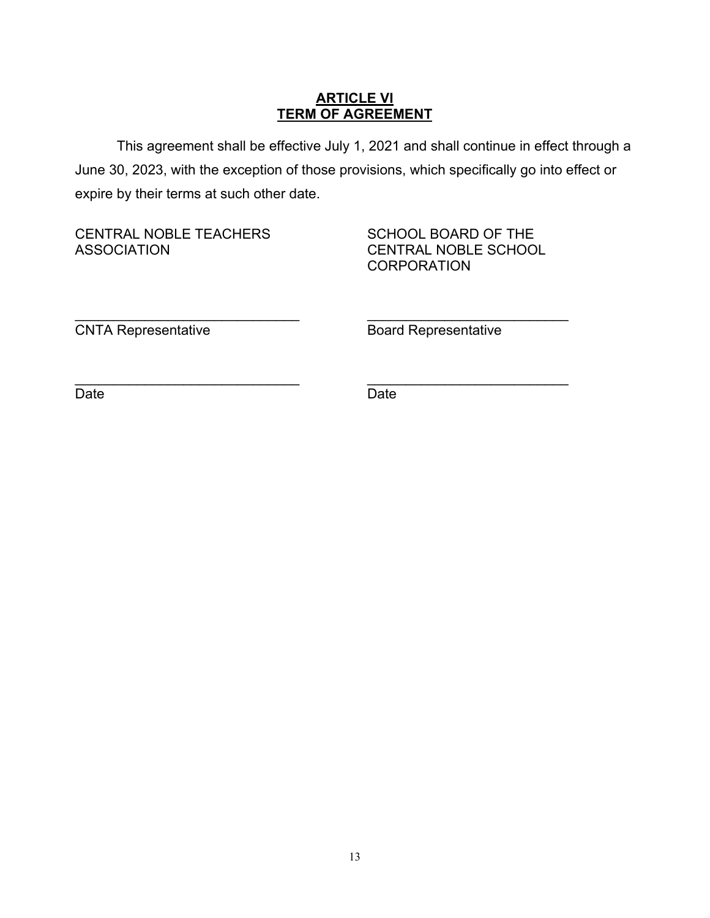## ARTICLE VI
## TERM OF AGREEMENT

This agreement shall be effective July 1, 2021 and shall continue in effect through a June 30, 2023, with the exception of those provisions, which specifically go into effect or expire by their terms at such other date.

| CENTRAL NOBLE TEACHERS ASSOCIATION | SCHOOL BOARD OF THE CENTRAL NOBLE SCHOOL CORPORATION |
| --- | --- |
| ______________________________ | ______________________________ |
| CNTA Representative | Board Representative |
| ______________________________ | ______________________________ |
| Date | Date |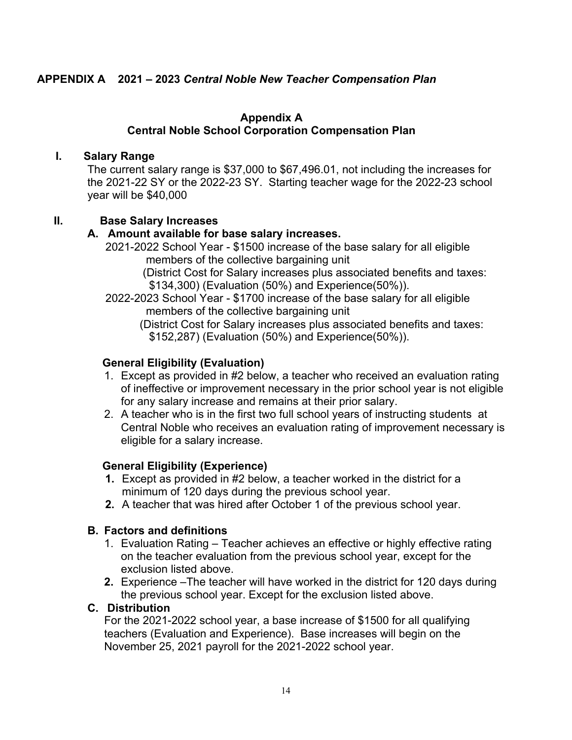## APPENDIX A 2021 – 2023 *Central Noble New Teacher Compensation Plan*

### Appendix A
### Central Noble School Corporation Compensation Plan

**I. Salary Range**

The current salary range is $37,000 to $67,496.01, not including the increases for the 2021-22 SY or the 2022-23 SY. Starting teacher wage for the 2022-23 school year will be $40,000

**II. Base Salary Increases**

**A. Amount available for base salary increases.**

2021-2022 School Year - $1500 increase of the base salary for all eligible members of the collective bargaining unit

(District Cost for Salary increases plus associated benefits and taxes: $134,300) (Evaluation (50%) and Experience(50%)).

2022-2023 School Year - $1700 increase of the base salary for all eligible members of the collective bargaining unit

(District Cost for Salary increases plus associated benefits and taxes: $152,287) (Evaluation (50%) and Experience(50%)).

**General Eligibility (Evaluation)**

1. Except as provided in #2 below, a teacher who received an evaluation rating of ineffective or improvement necessary in the prior school year is not eligible for any salary increase and remains at their prior salary.
2. A teacher who is in the first two full school years of instructing students at Central Noble who receives an evaluation rating of improvement necessary is eligible for a salary increase.

**General Eligibility (Experience)**

1. Except as provided in #2 below, a teacher worked in the district for a minimum of 120 days during the previous school year.
2. A teacher that was hired after October 1 of the previous school year.

**B. Factors and definitions**

1. Evaluation Rating – Teacher achieves an effective or highly effective rating on the teacher evaluation from the previous school year, except for the exclusion listed above.
2. Experience –The teacher will have worked in the district for 120 days during the previous school year. Except for the exclusion listed above.

**C. Distribution**

For the 2021-2022 school year, a base increase of $1500 for all qualifying teachers (Evaluation and Experience). Base increases will begin on the November 25, 2021 payroll for the 2021-2022 school year.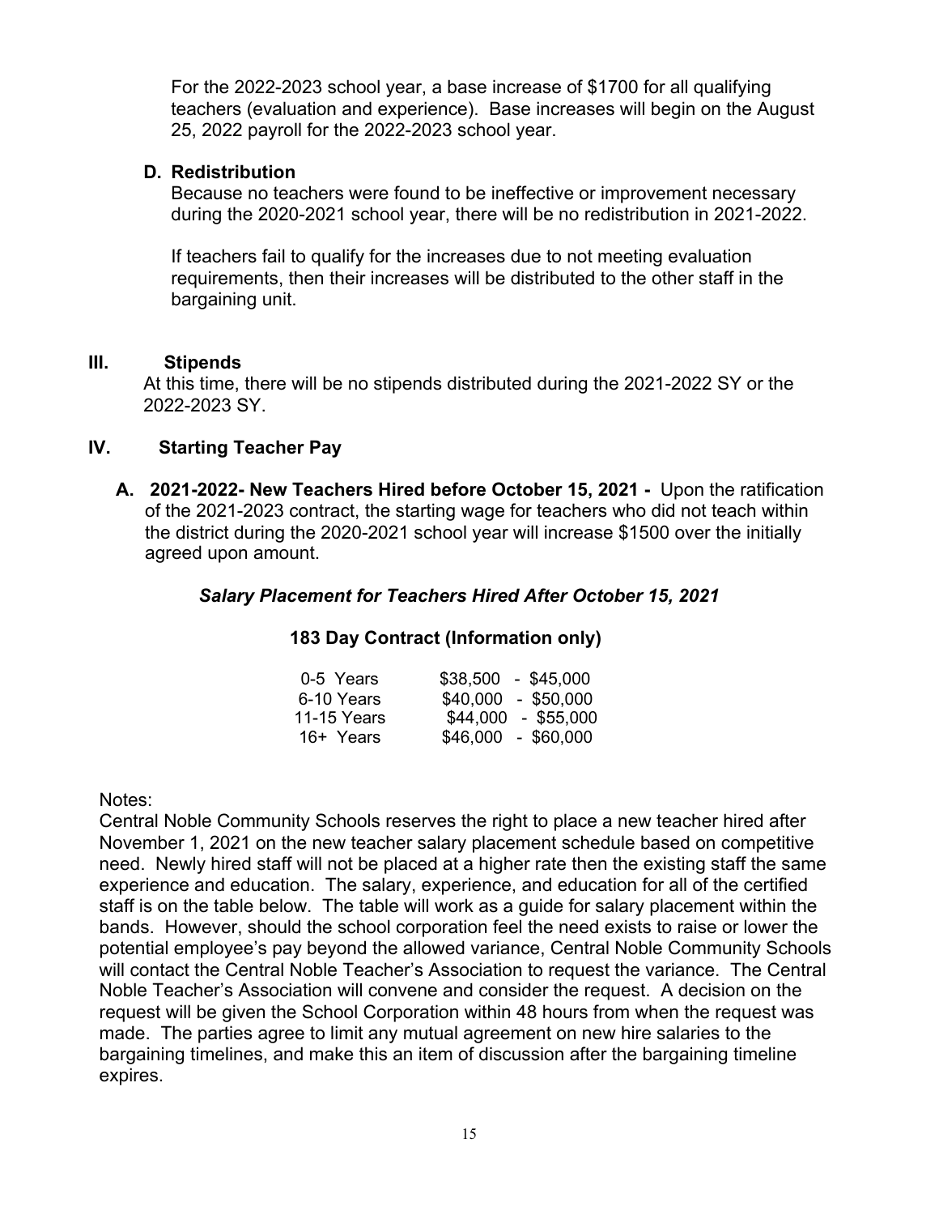For the 2022-2023 school year, a base increase of $1700 for all qualifying teachers (evaluation and experience). Base increases will begin on the August 25, 2022 payroll for the 2022-2023 school year.

**D. Redistribution**

Because no teachers were found to be ineffective or improvement necessary during the 2020-2021 school year, there will be no redistribution in 2021-2022.

If teachers fail to qualify for the increases due to not meeting evaluation requirements, then their increases will be distributed to the other staff in the bargaining unit.

## III. Stipends

At this time, there will be no stipends distributed during the 2021-2022 SY or the 2022-2023 SY.

## IV. Starting Teacher Pay

**A. 2021-2022- New Teachers Hired before October 15, 2021 -** Upon the ratification of the 2021-2023 contract, the starting wage for teachers who did not teach within the district during the 2020-2021 school year will increase $1500 over the initially agreed upon amount.

***Salary Placement for Teachers Hired After October 15, 2021***

**183 Day Contract (Information only)**

| Years | Salary Range |
|---|---|
| 0-5 Years | $38,500 - $45,000 |
| 6-10 Years | $40,000 - $50,000 |
| 11-15 Years | $44,000 - $55,000 |
| 16+ Years | $46,000 - $60,000 |

Notes:

Central Noble Community Schools reserves the right to place a new teacher hired after November 1, 2021 on the new teacher salary placement schedule based on competitive need. Newly hired staff will not be placed at a higher rate then the existing staff the same experience and education. The salary, experience, and education for all of the certified staff is on the table below. The table will work as a guide for salary placement within the bands. However, should the school corporation feel the need exists to raise or lower the potential employee's pay beyond the allowed variance, Central Noble Community Schools will contact the Central Noble Teacher's Association to request the variance. The Central Noble Teacher's Association will convene and consider the request. A decision on the request will be given the School Corporation within 48 hours from when the request was made. The parties agree to limit any mutual agreement on new hire salaries to the bargaining timelines, and make this an item of discussion after the bargaining timeline expires.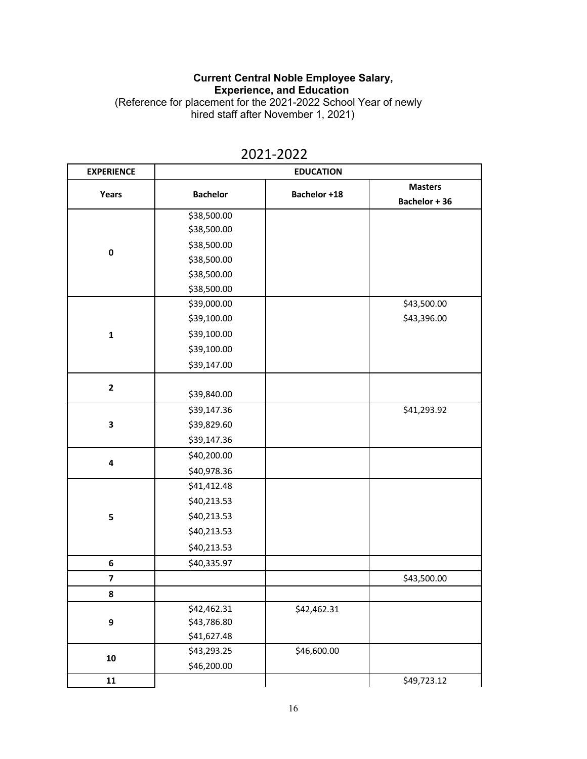**Current Central Noble Employee Salary, Experience, and Education**
(Reference for placement for the 2021-2022 School Year of newly hired staff after November 1, 2021)

## 2021-2022

| EXPERIENCE | EDUCATION | | |
|---|---|---|---|
| Years | Bachelor | Bachelor +18 | Masters Bachelor + 36 |
| 0 | $38,500.00<br>$38,500.00<br>$38,500.00<br>$38,500.00<br>$38,500.00<br>$38,500.00 | | |
| 1 | $39,000.00<br>$39,100.00<br>$39,100.00<br>$39,100.00<br>$39,147.00 | | $43,500.00<br>$43,396.00 |
| 2 | $39,840.00 | | |
| 3 | $39,147.36<br>$39,829.60<br>$39,147.36 | | $41,293.92 |
| 4 | $40,200.00<br>$40,978.36 | | |
| 5 | $41,412.48<br>$40,213.53<br>$40,213.53<br>$40,213.53<br>$40,213.53 | | |
| 6 | $40,335.97 | | |
| 7 | | | $43,500.00 |
| 8 | | | |
| 9 | $42,462.31<br>$43,786.80<br>$41,627.48 | $42,462.31 | |
| 10 | $43,293.25<br>$46,200.00 | $46,600.00 | |
| 11 | | | $49,723.12 |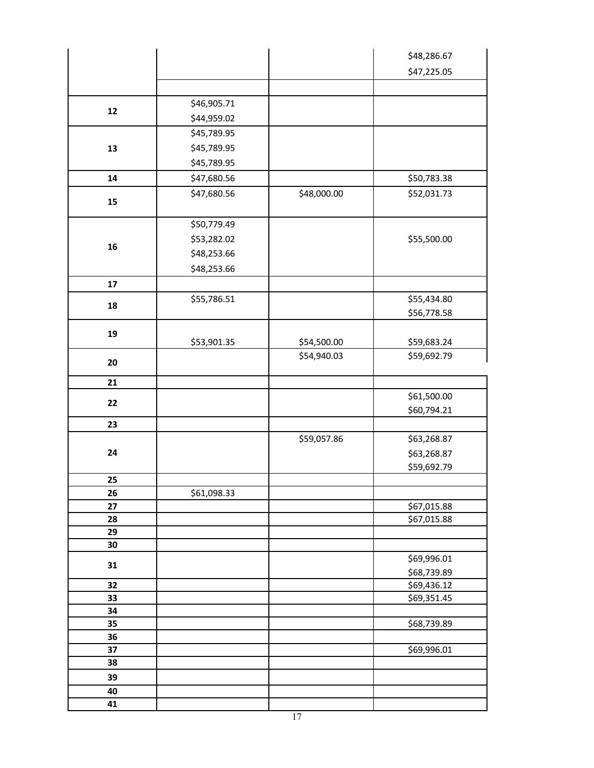| | | | |
|---|---|---|---|
| | | | $48,286.67<br>$47,225.05 |
| | | | |
| 12 | $46,905.71<br>$44,959.02 | | |
| 13 | $45,789.95<br>$45,789.95<br>$45,789.95 | | |
| 14 | $47,680.56 | | $50,783.38 |
| 15 | $47,680.56 | $48,000.00 | $52,031.73 |
| 16 | $50,779.49<br>$53,282.02<br>$48,253.66<br>$48,253.66 | | $55,500.00 |
| 17 | | | |
| 18 | $55,786.51 | | $55,434.80<br>$56,778.58 |
| 19 | $53,901.35 | $54,500.00 | $59,683.24 |
| 20 | | $54,940.03 | $59,692.79 |
| 21 | | | |
| 22 | | | $61,500.00<br>$60,794.21 |
| 23 | | | |
| 24 | | $59,057.86 | $63,268.87<br>$63,268.87<br>$59,692.79 |
| 25 | | | |
| 26 | $61,098.33 | | |
| 27 | | | $67,015.88 |
| 28 | | | $67,015.88 |
| 29 | | | |
| 30 | | | |
| 31 | | | $69,996.01<br>$68,739.89 |
| 32 | | | $69,436.12 |
| 33 | | | $69,351.45 |
| 34 | | | |
| 35 | | | $68,739.89 |
| 36 | | | |
| 37 | | | $69,996.01 |
| 38 | | | |
| 39 | | | |
| 40 | | | |
| 41 | | | |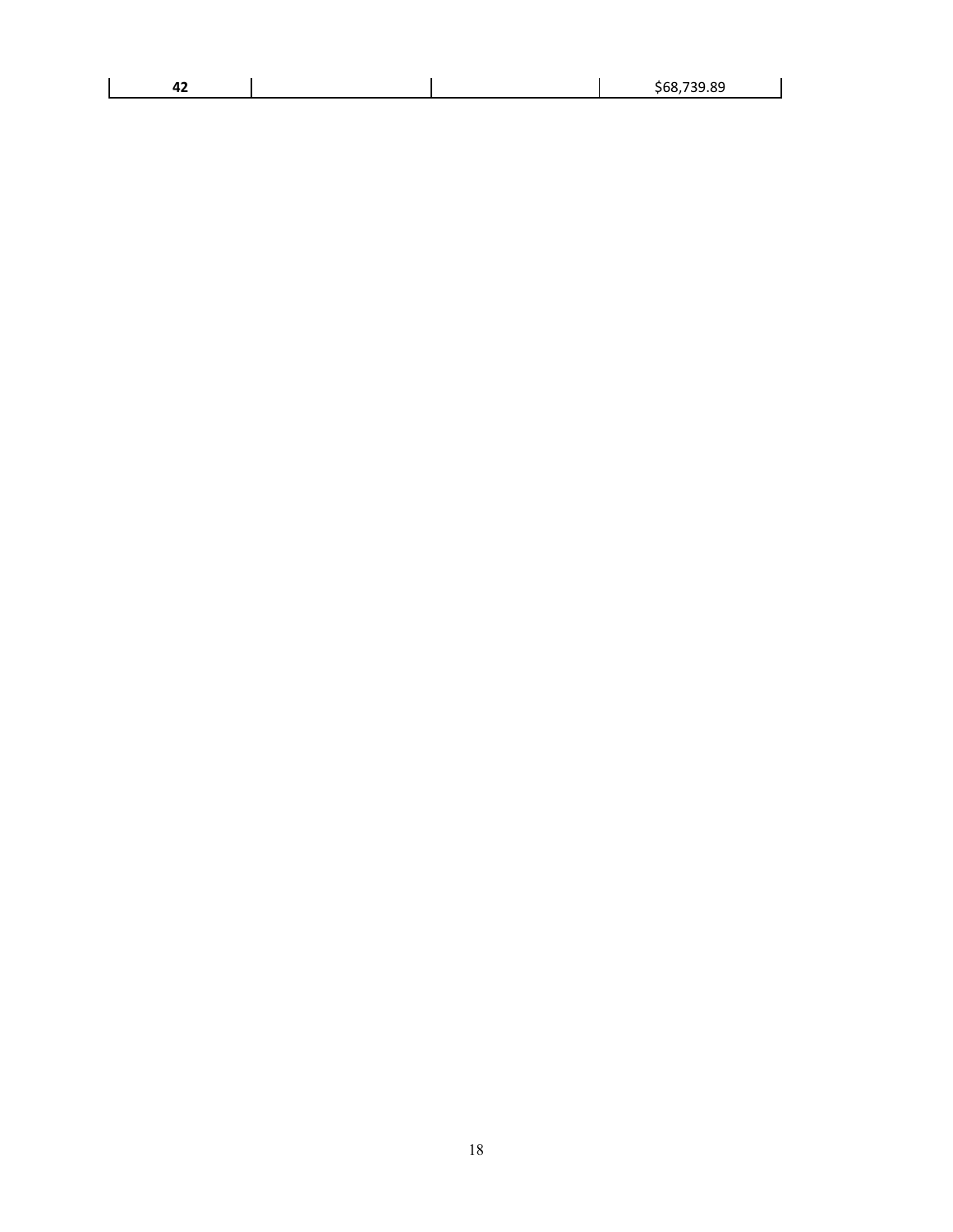| **42** | | | $68,739.89 |
|---|---|---|---|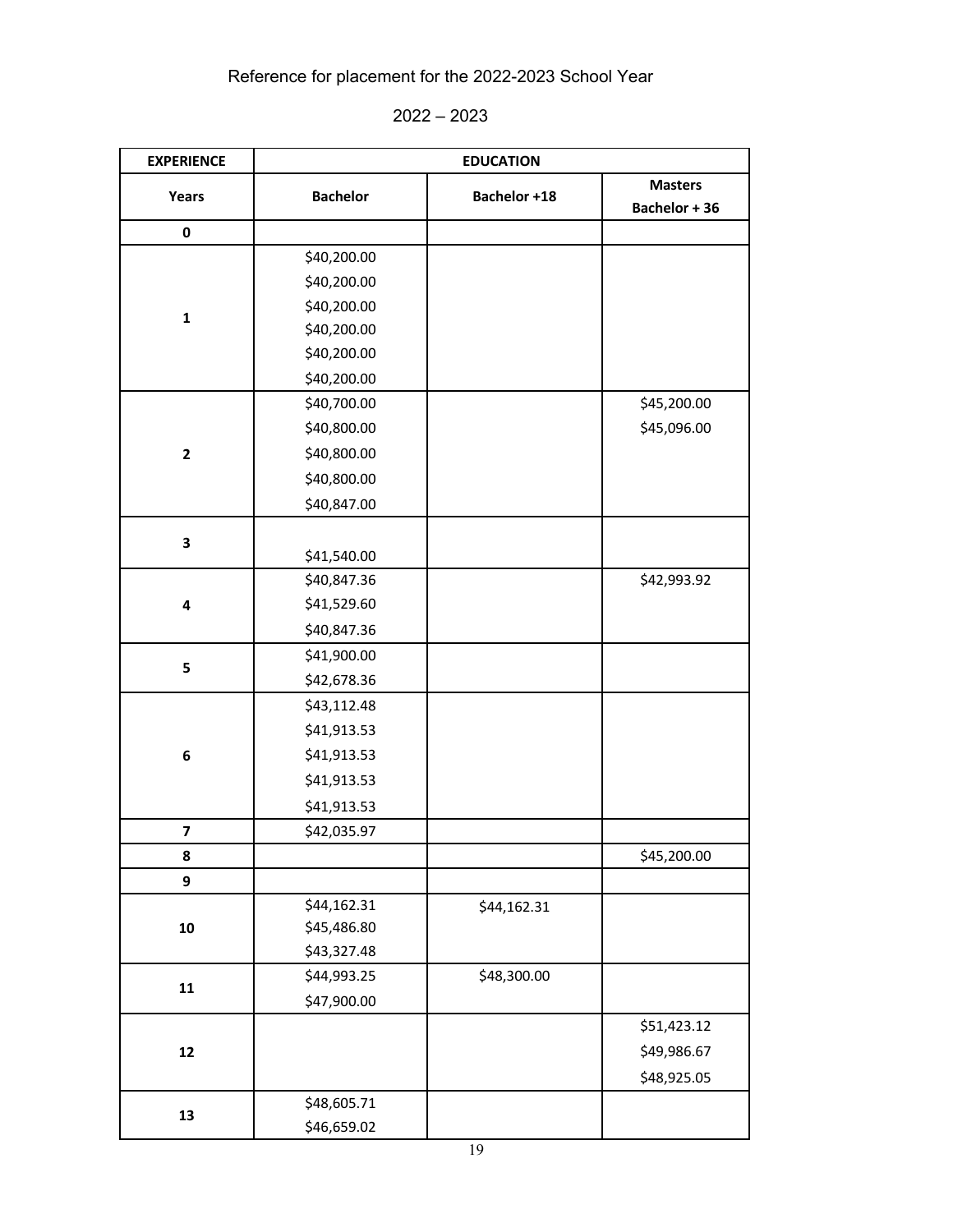Reference for placement for the 2022-2023 School Year

2022 – 2023

| EXPERIENCE | EDUCATION | | |
|---|---|---|---|
| Years | Bachelor | Bachelor +18 | Masters Bachelor + 36 |
| 0 | | | |
| 1 | $40,200.00<br>$40,200.00<br>$40,200.00<br>$40,200.00<br>$40,200.00<br>$40,200.00 | | |
| 2 | $40,700.00<br>$40,800.00<br>$40,800.00<br>$40,800.00<br>$40,847.00 | | $45,200.00<br>$45,096.00 |
| 3 | $41,540.00 | | |
| 4 | $40,847.36<br>$41,529.60<br>$40,847.36 | | $42,993.92 |
| 5 | $41,900.00<br>$42,678.36 | | |
| 6 | $43,112.48<br>$41,913.53<br>$41,913.53<br>$41,913.53<br>$41,913.53 | | |
| 7 | $42,035.97 | | |
| 8 | | | $45,200.00 |
| 9 | | | |
| 10 | $44,162.31<br>$45,486.80<br>$43,327.48 | $44,162.31 | |
| 11 | $44,993.25<br>$47,900.00 | $48,300.00 | |
| 12 | | | $51,423.12<br>$49,986.67<br>$48,925.05 |
| 13 | $48,605.71<br>$46,659.02 | | |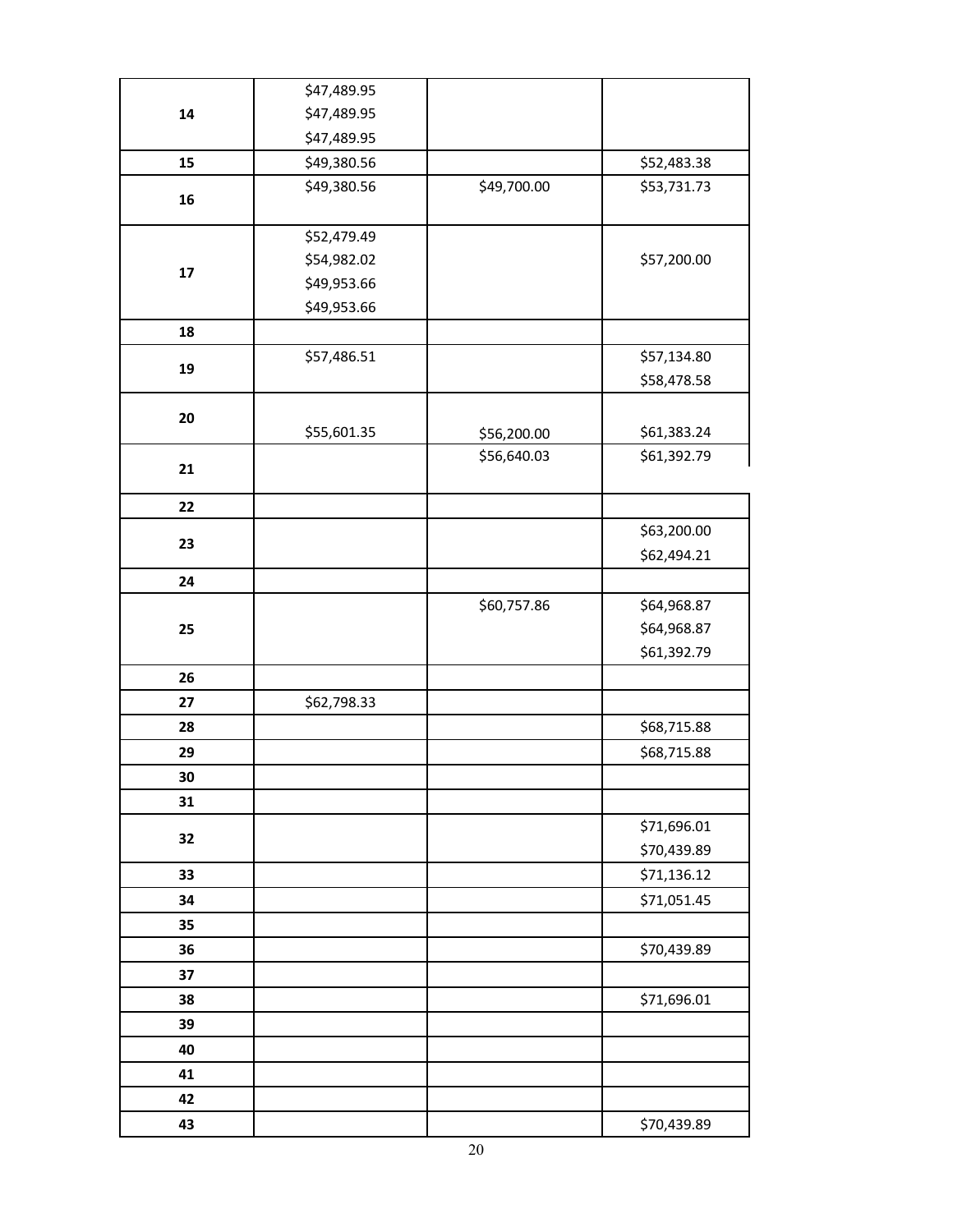| | | | |
|---|---|---|---|
| **14** | $47,489.95<br>$47,489.95<br>$47,489.95 | | |
| **15** | $49,380.56 | | $52,483.38 |
| **16** | $49,380.56 | $49,700.00 | $53,731.73 |
| **17** | $52,479.49<br>$54,982.02<br>$49,953.66<br>$49,953.66 | | $57,200.00 |
| **18** | | | |
| **19** | $57,486.51 | | $57,134.80<br>$58,478.58 |
| **20** | $55,601.35 | $56,200.00 | $61,383.24 |
| **21** | | $56,640.03 | $61,392.79 |
| **22** | | | |
| **23** | | | $63,200.00<br>$62,494.21 |
| **24** | | | |
| **25** | | $60,757.86 | $64,968.87<br>$64,968.87<br>$61,392.79 |
| **26** | | | |
| **27** | $62,798.33 | | |
| **28** | | | $68,715.88 |
| **29** | | | $68,715.88 |
| **30** | | | |
| **31** | | | |
| **32** | | | $71,696.01<br>$70,439.89 |
| **33** | | | $71,136.12 |
| **34** | | | $71,051.45 |
| **35** | | | |
| **36** | | | $70,439.89 |
| **37** | | | |
| **38** | | | $71,696.01 |
| **39** | | | |
| **40** | | | |
| **41** | | | |
| **42** | | | |
| **43** | | | $70,439.89 |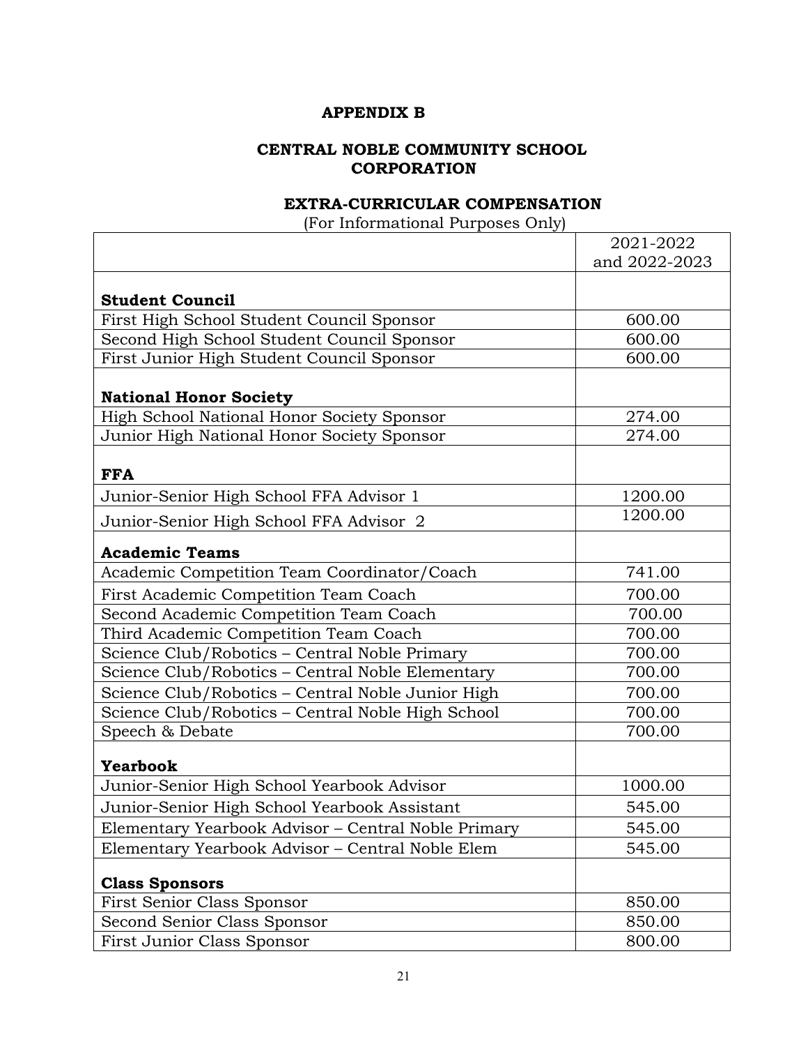# APPENDIX B

## CENTRAL NOBLE COMMUNITY SCHOOL CORPORATION

### EXTRA-CURRICULAR COMPENSATION

(For Informational Purposes Only)

| | 2021-2022 and 2022-2023 |
|---|---|
| **Student Council** | |
| First High School Student Council Sponsor | 600.00 |
| Second High School Student Council Sponsor | 600.00 |
| First Junior High Student Council Sponsor | 600.00 |
| **National Honor Society** | |
| High School National Honor Society Sponsor | 274.00 |
| Junior High National Honor Society Sponsor | 274.00 |
| **FFA** | |
| Junior-Senior High School FFA Advisor 1 | 1200.00 |
| Junior-Senior High School FFA Advisor 2 | 1200.00 |
| **Academic Teams** | |
| Academic Competition Team Coordinator/Coach | 741.00 |
| First Academic Competition Team Coach | 700.00 |
| Second Academic Competition Team Coach | 700.00 |
| Third Academic Competition Team Coach | 700.00 |
| Science Club/Robotics – Central Noble Primary | 700.00 |
| Science Club/Robotics – Central Noble Elementary | 700.00 |
| Science Club/Robotics – Central Noble Junior High | 700.00 |
| Science Club/Robotics – Central Noble High School | 700.00 |
| Speech & Debate | 700.00 |
| **Yearbook** | |
| Junior-Senior High School Yearbook Advisor | 1000.00 |
| Junior-Senior High School Yearbook Assistant | 545.00 |
| Elementary Yearbook Advisor – Central Noble Primary | 545.00 |
| Elementary Yearbook Advisor – Central Noble Elem | 545.00 |
| **Class Sponsors** | |
| First Senior Class Sponsor | 850.00 |
| Second Senior Class Sponsor | 850.00 |
| First Junior Class Sponsor | 800.00 |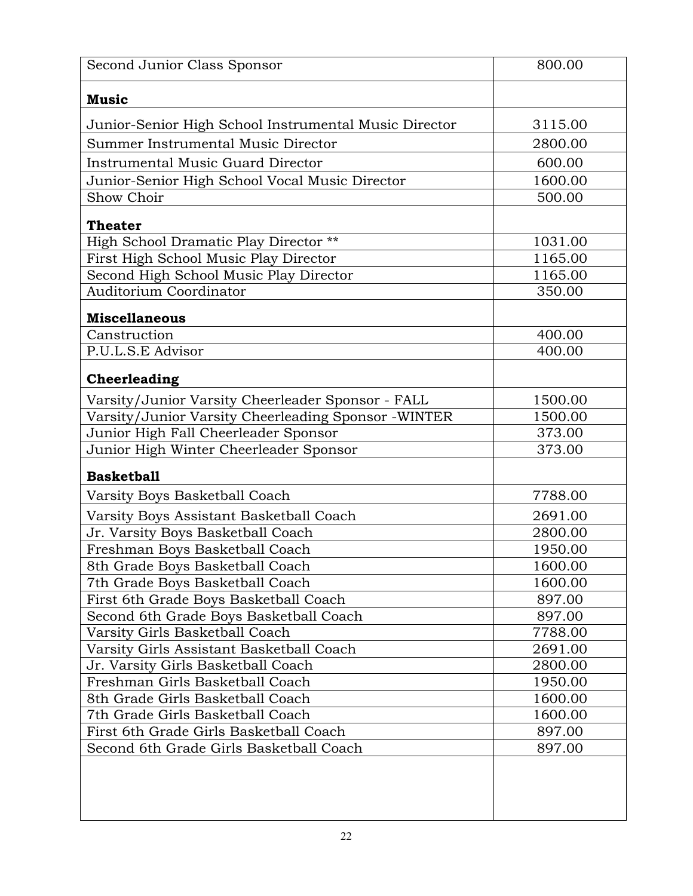| | |
|---|---|
| Second Junior Class Sponsor | 800.00 |
| **Music** | |
| Junior-Senior High School Instrumental Music Director | 3115.00 |
| Summer Instrumental Music Director | 2800.00 |
| Instrumental Music Guard Director | 600.00 |
| Junior-Senior High School Vocal Music Director | 1600.00 |
| Show Choir | 500.00 |
| **Theater** | |
| High School Dramatic Play Director ** | 1031.00 |
| First High School Music Play Director | 1165.00 |
| Second High School Music Play Director | 1165.00 |
| Auditorium Coordinator | 350.00 |
| **Miscellaneous** | |
| Canstruction | 400.00 |
| P.U.L.S.E Advisor | 400.00 |
| **Cheerleading** | |
| Varsity/Junior Varsity Cheerleader Sponsor - FALL | 1500.00 |
| Varsity/Junior Varsity Cheerleading Sponsor -WINTER | 1500.00 |
| Junior High Fall Cheerleader Sponsor | 373.00 |
| Junior High Winter Cheerleader Sponsor | 373.00 |
| **Basketball** | |
| Varsity Boys Basketball Coach | 7788.00 |
| Varsity Boys Assistant Basketball Coach | 2691.00 |
| Jr. Varsity Boys Basketball Coach | 2800.00 |
| Freshman Boys Basketball Coach | 1950.00 |
| 8th Grade Boys Basketball Coach | 1600.00 |
| 7th Grade Boys Basketball Coach | 1600.00 |
| First 6th Grade Boys Basketball Coach | 897.00 |
| Second 6th Grade Boys Basketball Coach | 897.00 |
| Varsity Girls Basketball Coach | 7788.00 |
| Varsity Girls Assistant Basketball Coach | 2691.00 |
| Jr. Varsity Girls Basketball Coach | 2800.00 |
| Freshman Girls Basketball Coach | 1950.00 |
| 8th Grade Girls Basketball Coach | 1600.00 |
| 7th Grade Girls Basketball Coach | 1600.00 |
| First 6th Grade Girls Basketball Coach | 897.00 |
| Second 6th Grade Girls Basketball Coach | 897.00 |
| | |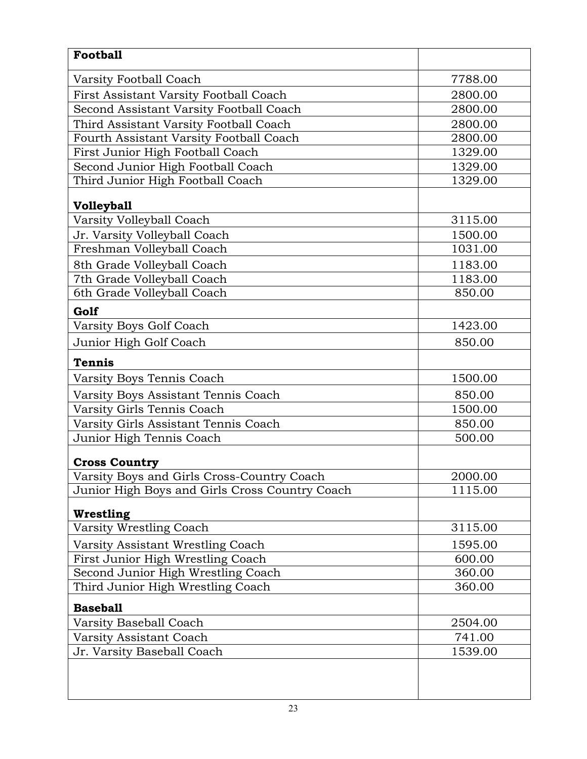| **Football** | |
|---|---|
| Varsity Football Coach | 7788.00 |
| First Assistant Varsity Football Coach | 2800.00 |
| Second Assistant Varsity Football Coach | 2800.00 |
| Third Assistant Varsity Football Coach | 2800.00 |
| Fourth Assistant Varsity Football Coach | 2800.00 |
| First Junior High Football Coach | 1329.00 |
| Second Junior High Football Coach | 1329.00 |
| Third Junior High Football Coach | 1329.00 |
| **Volleyball** | |
| Varsity Volleyball Coach | 3115.00 |
| Jr. Varsity Volleyball Coach | 1500.00 |
| Freshman Volleyball Coach | 1031.00 |
| 8th Grade Volleyball Coach | 1183.00 |
| 7th Grade Volleyball Coach | 1183.00 |
| 6th Grade Volleyball Coach | 850.00 |
| **Golf** | |
| Varsity Boys Golf Coach | 1423.00 |
| Junior High Golf Coach | 850.00 |
| **Tennis** | |
| Varsity Boys Tennis Coach | 1500.00 |
| Varsity Boys Assistant Tennis Coach | 850.00 |
| Varsity Girls Tennis Coach | 1500.00 |
| Varsity Girls Assistant Tennis Coach | 850.00 |
| Junior High Tennis Coach | 500.00 |
| **Cross Country** | |
| Varsity Boys and Girls Cross-Country Coach | 2000.00 |
| Junior High Boys and Girls Cross Country Coach | 1115.00 |
| **Wrestling** | |
| Varsity Wrestling Coach | 3115.00 |
| Varsity Assistant Wrestling Coach | 1595.00 |
| First Junior High Wrestling Coach | 600.00 |
| Second Junior High Wrestling Coach | 360.00 |
| Third Junior High Wrestling Coach | 360.00 |
| **Baseball** | |
| Varsity Baseball Coach | 2504.00 |
| Varsity Assistant Coach | 741.00 |
| Jr. Varsity Baseball Coach | 1539.00 |
| | |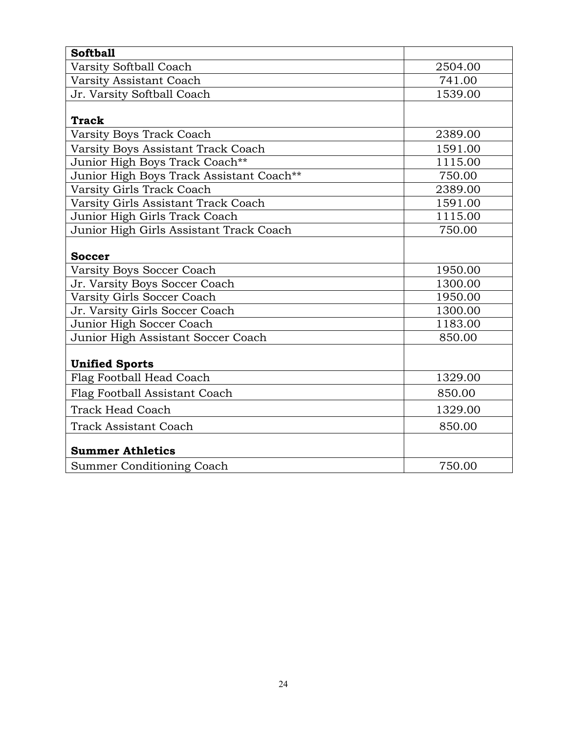| | |
|---|---|
| **Softball** | |
| Varsity Softball Coach | 2504.00 |
| Varsity Assistant Coach | 741.00 |
| Jr. Varsity Softball Coach | 1539.00 |
| **Track** | |
| Varsity Boys Track Coach | 2389.00 |
| Varsity Boys Assistant Track Coach | 1591.00 |
| Junior High Boys Track Coach** | 1115.00 |
| Junior High Boys Track Assistant Coach** | 750.00 |
| Varsity Girls Track Coach | 2389.00 |
| Varsity Girls Assistant Track Coach | 1591.00 |
| Junior High Girls Track Coach | 1115.00 |
| Junior High Girls Assistant Track Coach | 750.00 |
| **Soccer** | |
| Varsity Boys Soccer Coach | 1950.00 |
| Jr. Varsity Boys Soccer Coach | 1300.00 |
| Varsity Girls Soccer Coach | 1950.00 |
| Jr. Varsity Girls Soccer Coach | 1300.00 |
| Junior High Soccer Coach | 1183.00 |
| Junior High Assistant Soccer Coach | 850.00 |
| **Unified Sports** | |
| Flag Football Head Coach | 1329.00 |
| Flag Football Assistant Coach | 850.00 |
| Track Head Coach | 1329.00 |
| Track Assistant Coach | 850.00 |
| **Summer Athletics** | |
| Summer Conditioning Coach | 750.00 |